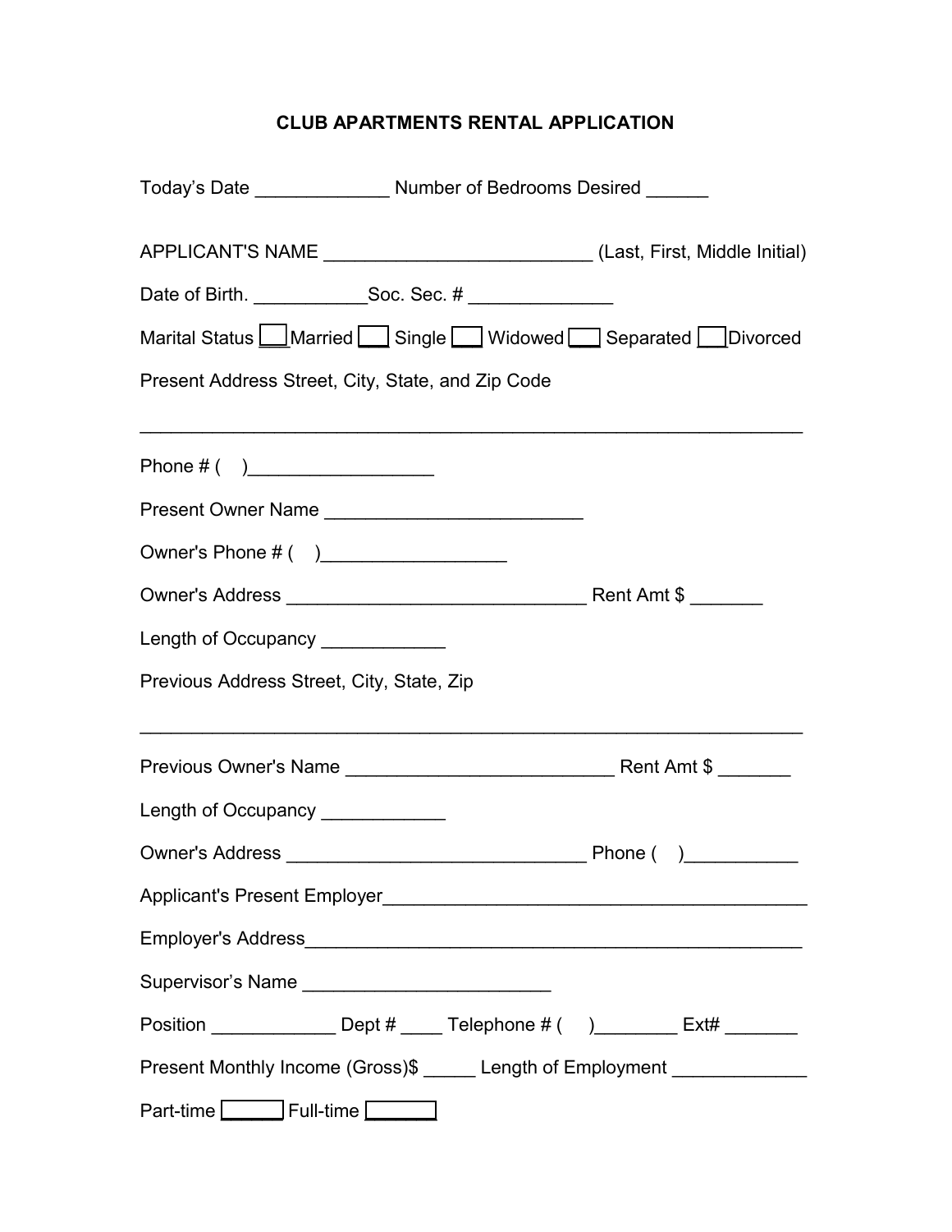# CLUB APARTMENTS RENTAL APPLICATION

Today's Date _____________ Number of Bedrooms Desired ______

APPLICANT'S NAME __________________________ (Last, First, Middle Initial)

Date of Birth. ___________Soc. Sec. # ______________

Marital Status ☐ Married ☐ Single ☐ Widowed ☐ Separated ☐ Divorced

Present Address Street, City, State, and Zip Code

_________________________________________________________________

Phone # (    )__________________

Present Owner Name _________________________

Owner's Phone # (    )__________________

Owner's Address _____________________________ Rent Amt $ _______

Length of Occupancy ____________

Previous Address Street, City, State, Zip

_________________________________________________________________

Previous Owner's Name __________________________ Rent Amt $ _______

Length of Occupancy ____________

Owner's Address _____________________________ Phone (    )___________

Applicant's Present Employer_________________________________________

Employer's Address________________________________________________

Supervisor's Name ________________________

Position ____________ Dept # ____ Telephone # (    )________ Ext# _______

Present Monthly Income (Gross)$ _____ Length of Employment _____________

Part-time ☐ Full-time ☐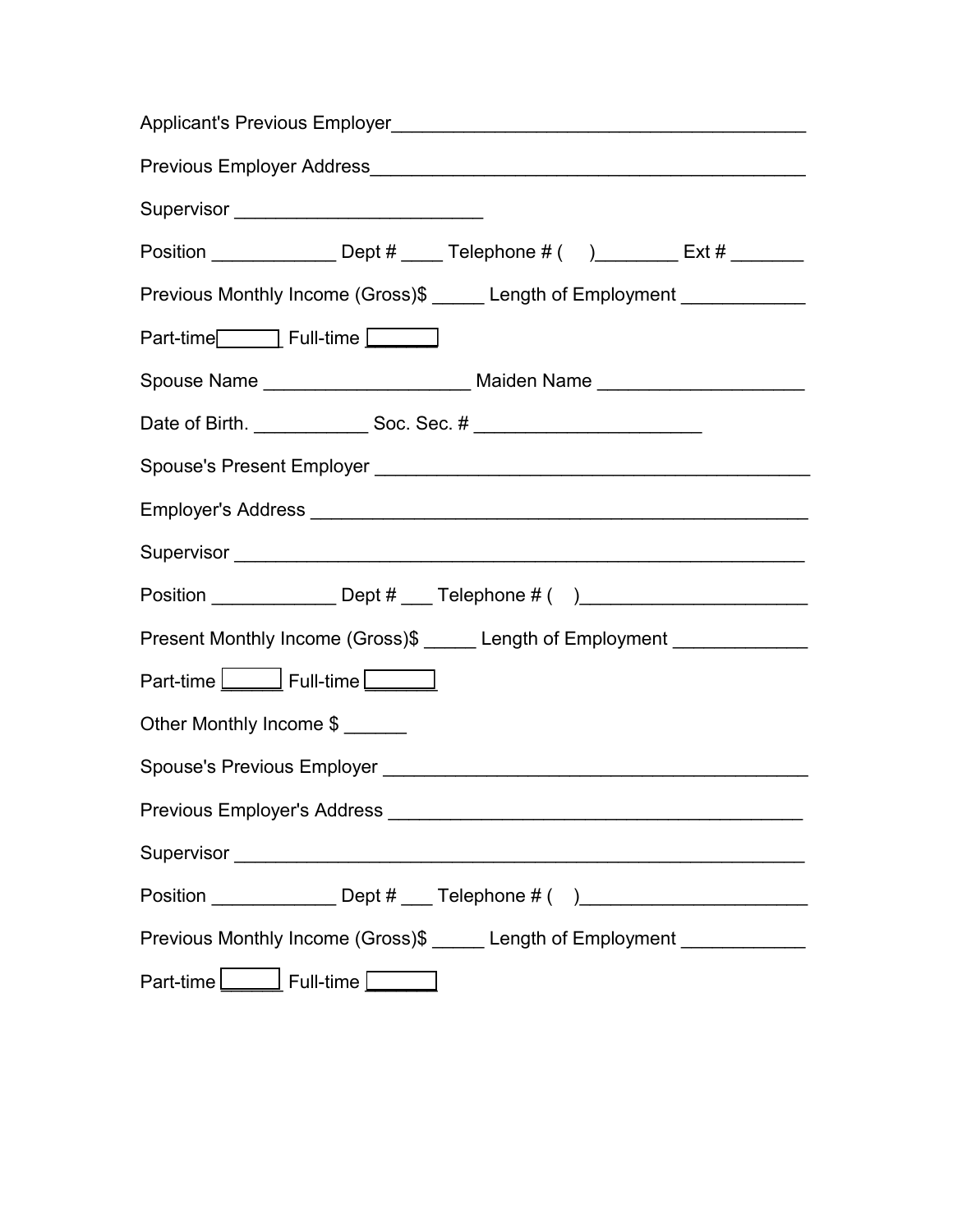Applicant's Previous Employer_______________________________________

Previous Employer Address__________________________________________

Supervisor _______________________

Position ____________ Dept # ____ Telephone # (    )________ Ext # _______

Previous Monthly Income (Gross)$ _____ Length of Employment ____________

Part-time ☐ Full-time ☐

Spouse Name ___________________ Maiden Name ___________________

Date of Birth. ___________ Soc. Sec. # _____________________

Spouse's Present Employer _________________________________________

Employer's Address ______________________________________________

Supervisor ______________________________________________________

Position ____________ Dept # ___ Telephone # (    )_____________________

Present Monthly Income (Gross)$ _____ Length of Employment _____________

Part-time ☐ Full-time ☐

Other Monthly Income $ ______

Spouse's Previous Employer ________________________________________

Previous Employer's Address _______________________________________

Supervisor ______________________________________________________

Position ____________ Dept # ___ Telephone # (    )_____________________

Previous Monthly Income (Gross)$ _____ Length of Employment ____________

Part-time ☐ Full-time ☐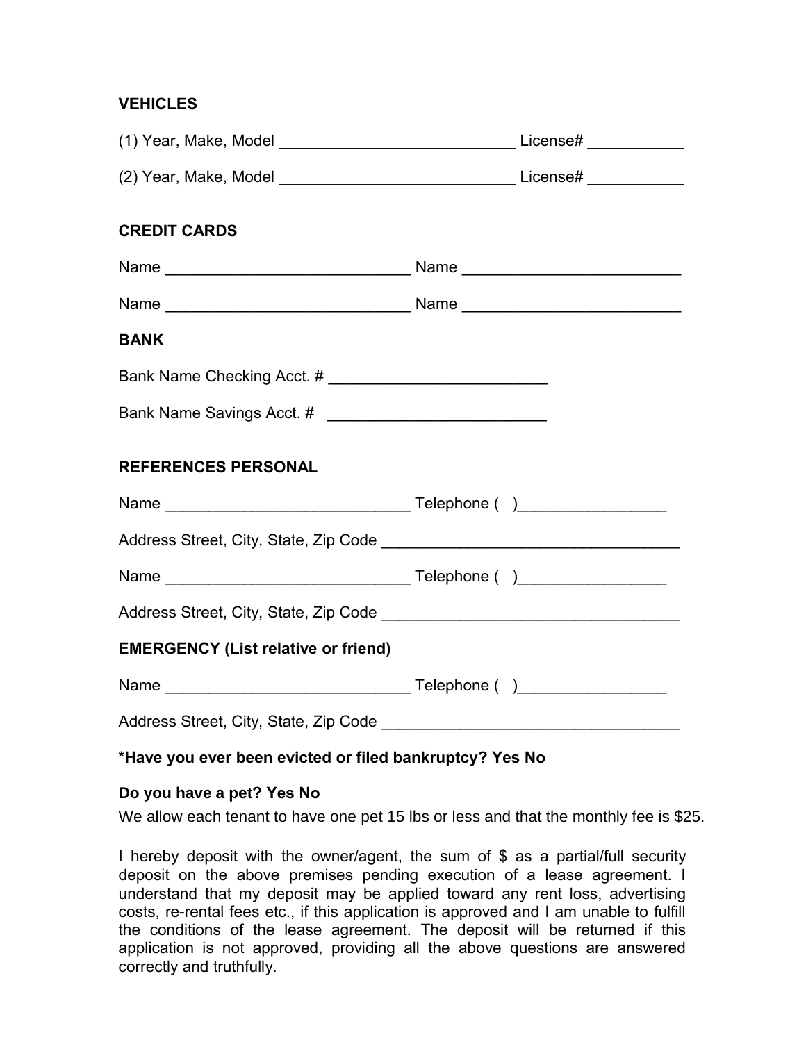**VEHICLES**

(1) Year, Make, Model ___________________________ License# ___________

(2) Year, Make, Model ___________________________ License# ___________

**CREDIT CARDS**

Name ___________________________ Name _________________________

Name ___________________________ Name _________________________

**BANK**

Bank Name Checking Acct. # _________________________

Bank Name Savings Acct. # _________________________

**REFERENCES PERSONAL**

Name ___________________________ Telephone ( )_________________

Address Street, City, State, Zip Code __________________________________

Name ___________________________ Telephone ( )_________________

Address Street, City, State, Zip Code __________________________________

**EMERGENCY (List relative or friend)**

Name ___________________________ Telephone ( )_________________

Address Street, City, State, Zip Code __________________________________

**\*Have you ever been evicted or filed bankruptcy? Yes No**

**Do you have a pet? Yes No**

We allow each tenant to have one pet 15 lbs or less and that the monthly fee is $25.

I hereby deposit with the owner/agent, the sum of $ as a partial/full security deposit on the above premises pending execution of a lease agreement. I understand that my deposit may be applied toward any rent loss, advertising costs, re-rental fees etc., if this application is approved and I am unable to fulfill the conditions of the lease agreement. The deposit will be returned if this application is not approved, providing all the above questions are answered correctly and truthfully.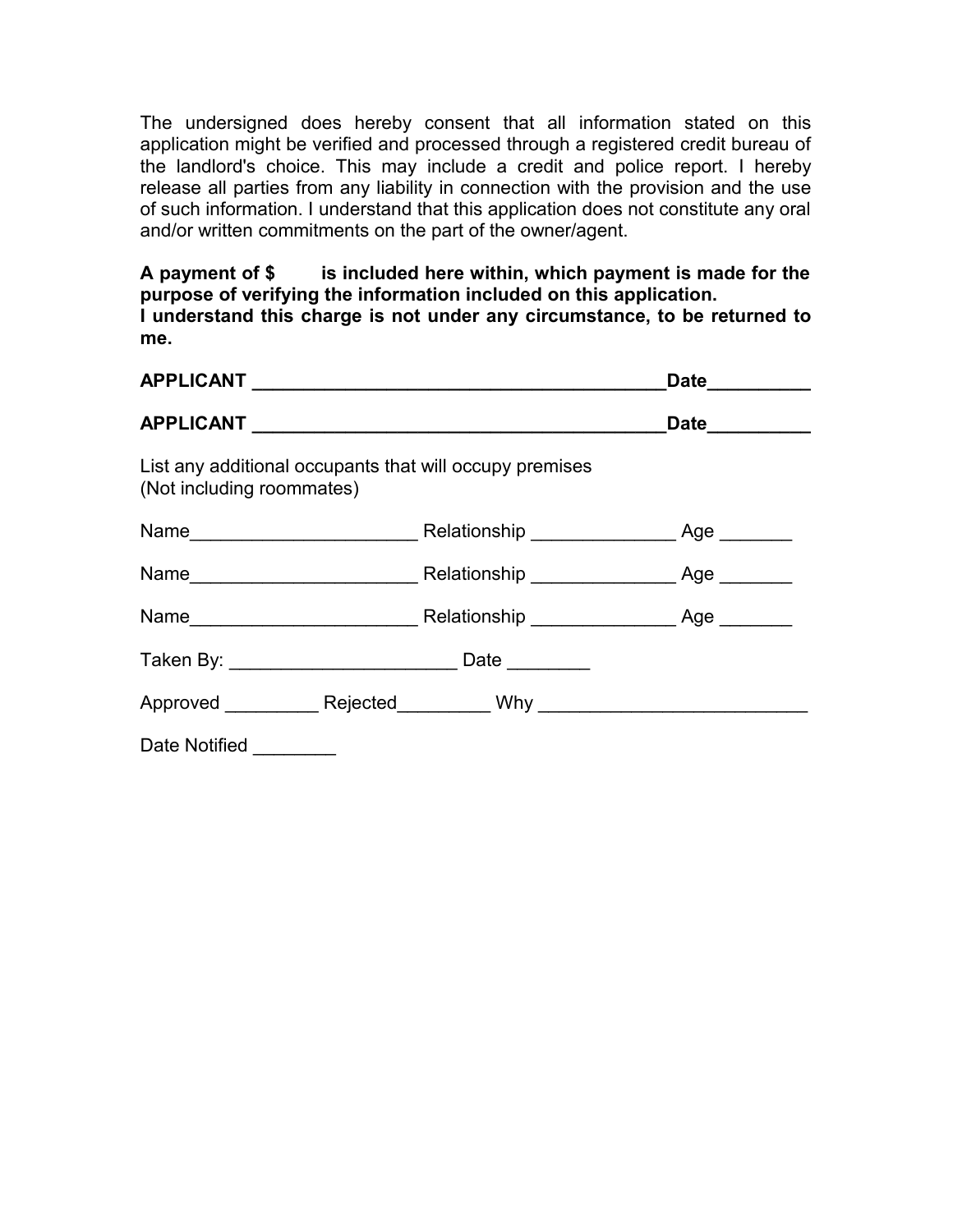The undersigned does hereby consent that all information stated on this application might be verified and processed through a registered credit bureau of the landlord's choice. This may include a credit and police report. I hereby release all parties from any liability in connection with the provision and the use of such information. I understand that this application does not constitute any oral and/or written commitments on the part of the owner/agent.

**A payment of $ is included here within, which payment is made for the purpose of verifying the information included on this application.**
**I understand this charge is not under any circumstance, to be returned to me.**

**APPLICANT ________________________________________Date__________**

**APPLICANT ________________________________________Date__________**

List any additional occupants that will occupy premises
(Not including roommates)

Name______________________ Relationship ______________ Age _______

Name______________________ Relationship ______________ Age _______

Name______________________ Relationship ______________ Age _______

Taken By: ______________________ Date ________

Approved _________ Rejected_________ Why _________________________

Date Notified ________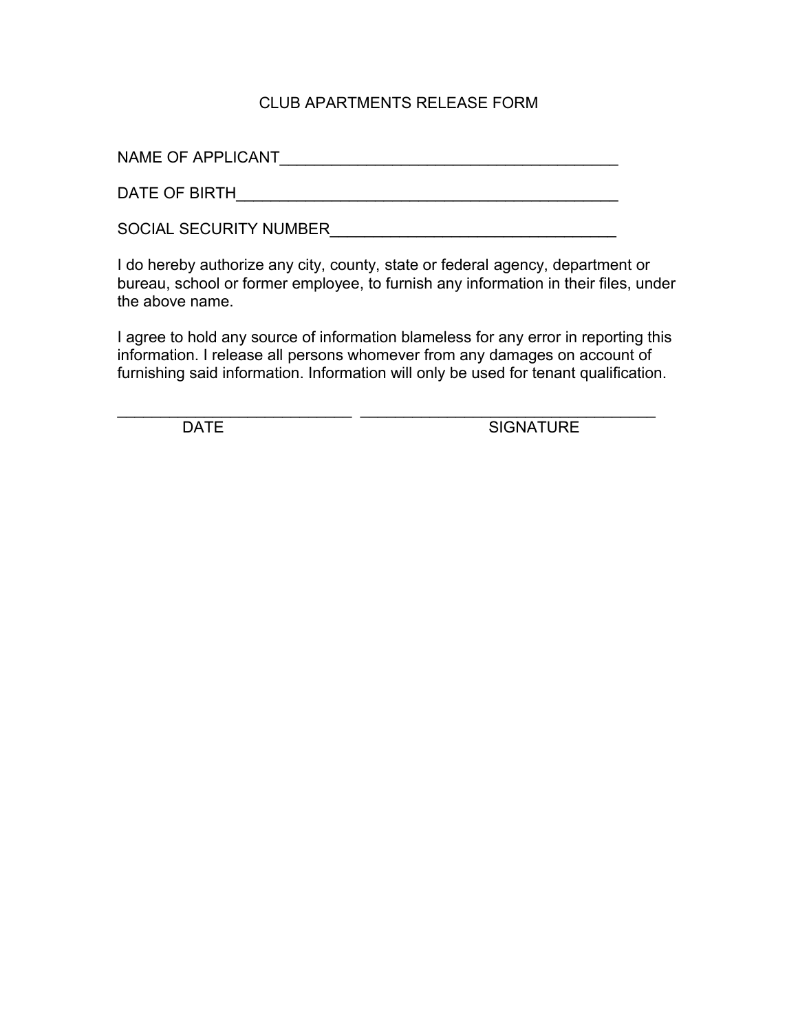# CLUB APARTMENTS RELEASE FORM

NAME OF APPLICANT________________________________________

DATE OF BIRTH_____________________________________________

SOCIAL SECURITY NUMBER_________________________________

I do hereby authorize any city, county, state or federal agency, department or bureau, school or former employee, to furnish any information in their files, under the above name.

I agree to hold any source of information blameless for any error in reporting this information. I release all persons whomever from any damages on account of furnishing said information. Information will only be used for tenant qualification.

___________________________ ___________________________________

DATE SIGNATURE